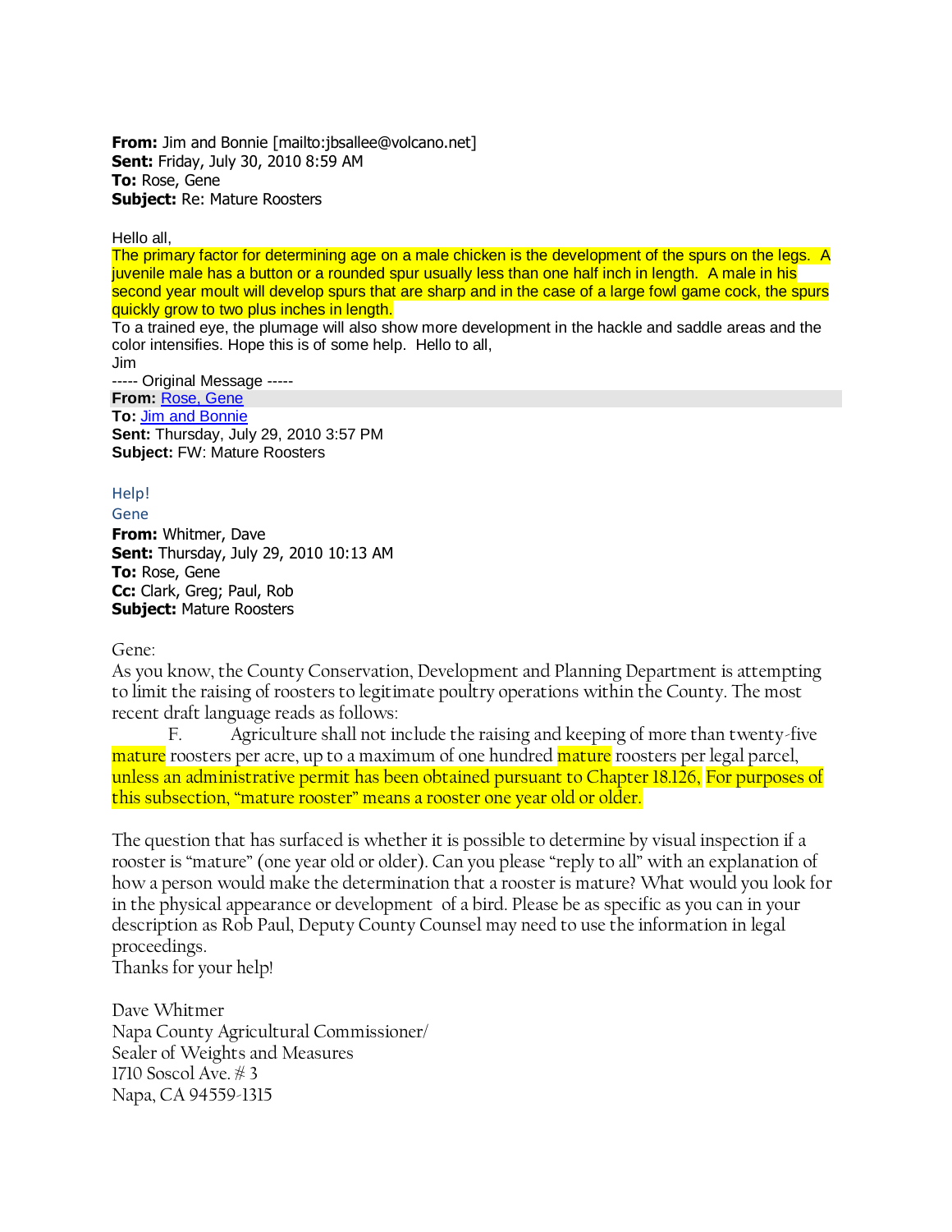**From:** Jim and Bonnie [mailto:jbsallee@volcano.net]
**Sent:** Friday, July 30, 2010 8:59 AM
**To:** Rose, Gene
**Subject:** Re: Mature Roosters

Hello all,
The primary factor for determining age on a male chicken is the development of the spurs on the legs. A juvenile male has a button or a rounded spur usually less than one half inch in length. A male in his second year moult will develop spurs that are sharp and in the case of a large fowl game cock, the spurs quickly grow to two plus inches in length.
To a trained eye, the plumage will also show more development in the hackle and saddle areas and the color intensifies. Hope this is of some help. Hello to all,
Jim
----- Original Message -----
**From:** Rose, Gene
**To:** Jim and Bonnie
**Sent:** Thursday, July 29, 2010 3:57 PM
**Subject:** FW: Mature Roosters

Help!
Gene
**From:** Whitmer, Dave
**Sent:** Thursday, July 29, 2010 10:13 AM
**To:** Rose, Gene
**Cc:** Clark, Greg; Paul, Rob
**Subject:** Mature Roosters

Gene:
As you know, the County Conservation, Development and Planning Department is attempting to limit the raising of roosters to legitimate poultry operations within the County. The most recent draft language reads as follows:

F. Agriculture shall not include the raising and keeping of more than twenty-five mature roosters per acre, up to a maximum of one hundred mature roosters per legal parcel, unless an administrative permit has been obtained pursuant to Chapter 18.126, For purposes of this subsection, "mature rooster" means a rooster one year old or older.

The question that has surfaced is whether it is possible to determine by visual inspection if a rooster is "mature" (one year old or older). Can you please "reply to all" with an explanation of how a person would make the determination that a rooster is mature? What would you look for in the physical appearance or development of a bird. Please be as specific as you can in your description as Rob Paul, Deputy County Counsel may need to use the information in legal proceedings.
Thanks for your help!

Dave Whitmer
Napa County Agricultural Commissioner/
Sealer of Weights and Measures
1710 Soscol Ave. # 3
Napa, CA 94559-1315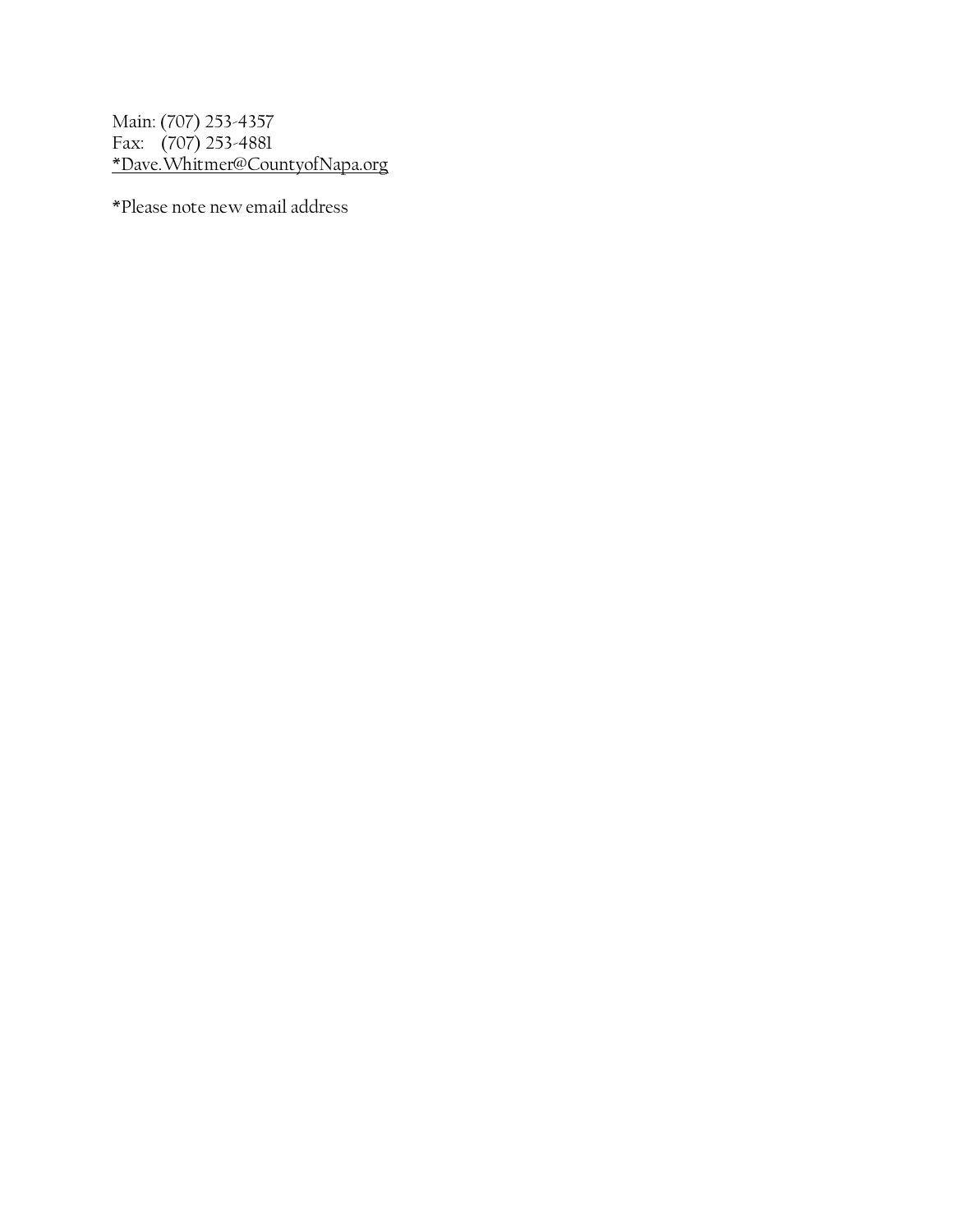Main: (707) 253-4357
Fax: (707) 253-4881
*Dave.Whitmer@CountyofNapa.org

*Please note new email address